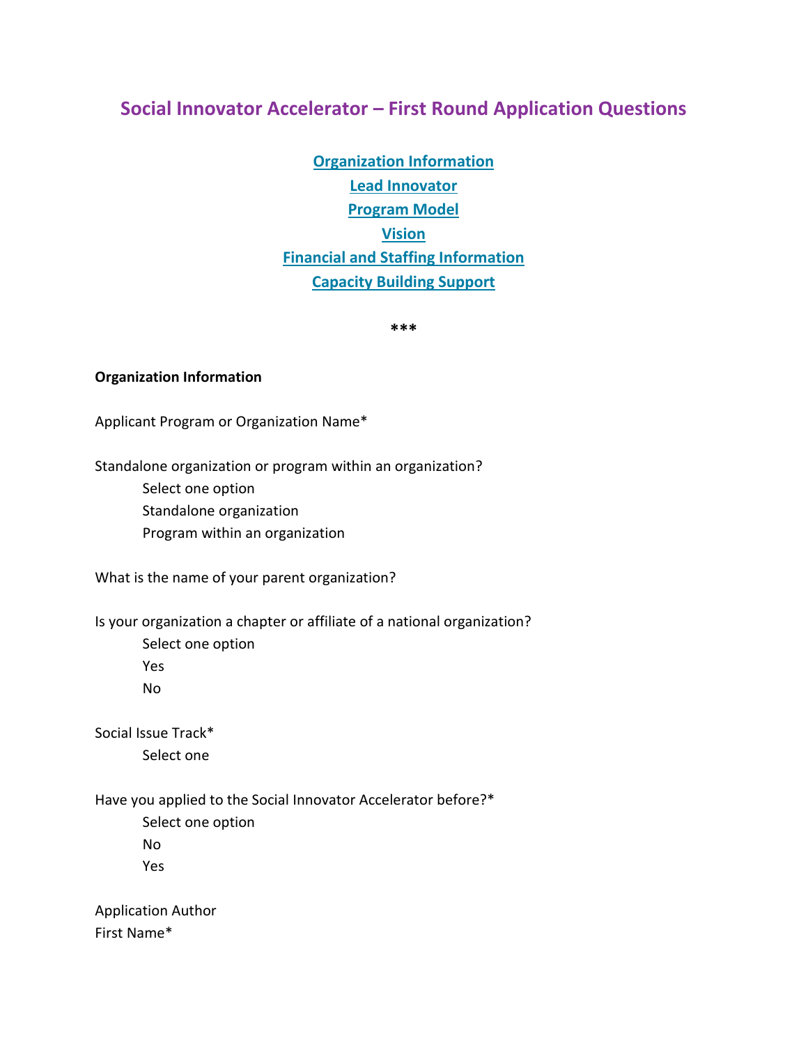# Social Innovator Accelerator – First Round Application Questions

[Organization Information](#organization-information)
[Lead Innovator](#lead-innovator)
[Program Model](#program-model)
[Vision](#vision)
[Financial and Staffing Information](#financial-and-staffing-information)
[Capacity Building Support](#capacity-building-support)

***

**Organization Information**

Applicant Program or Organization Name*

Standalone organization or program within an organization?
- Select one option
- Standalone organization
- Program within an organization

What is the name of your parent organization?

Is your organization a chapter or affiliate of a national organization?
- Select one option
- Yes
- No

Social Issue Track*
- Select one

Have you applied to the Social Innovator Accelerator before?*
- Select one option
- No
- Yes

Application Author
First Name*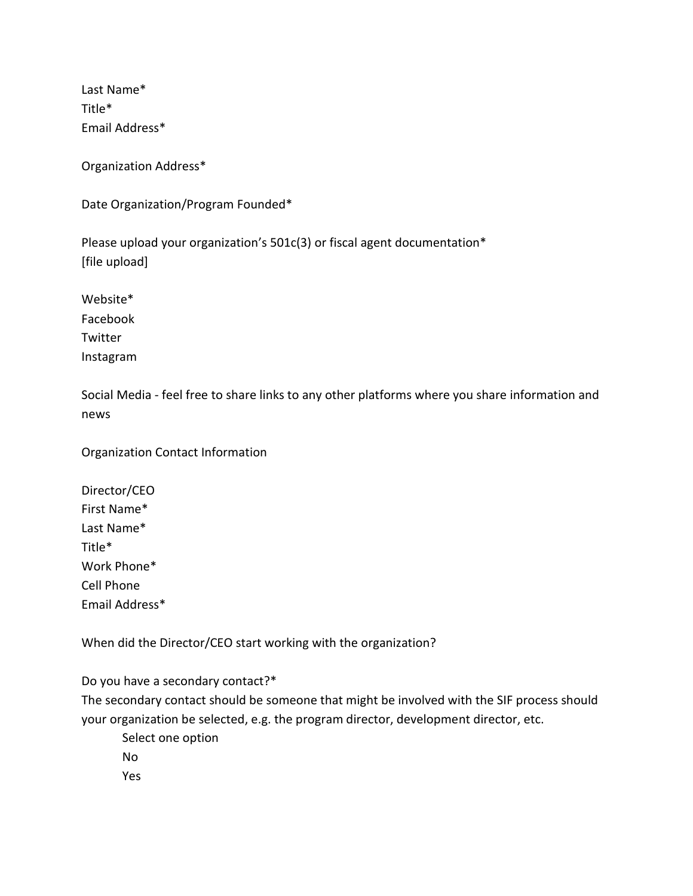Last Name*
Title*
Email Address*

Organization Address*

Date Organization/Program Founded*

Please upload your organization's 501c(3) or fiscal agent documentation*
[file upload]

Website*
Facebook
Twitter
Instagram

Social Media - feel free to share links to any other platforms where you share information and news

Organization Contact Information

Director/CEO
First Name*
Last Name*
Title*
Work Phone*
Cell Phone
Email Address*

When did the Director/CEO start working with the organization?

Do you have a secondary contact?*
The secondary contact should be someone that might be involved with the SIF process should your organization be selected, e.g. the program director, development director, etc.

- Select one option
- No
- Yes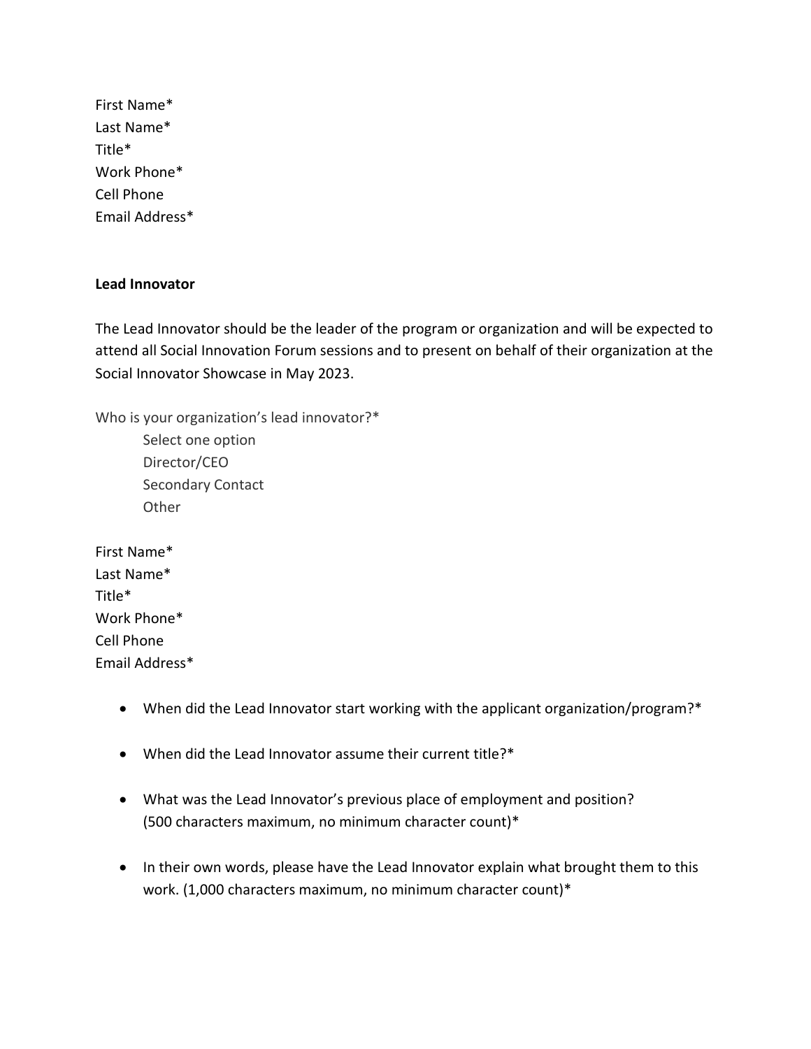First Name*
Last Name*
Title*
Work Phone*
Cell Phone
Email Address*

**Lead Innovator**

The Lead Innovator should be the leader of the program or organization and will be expected to attend all Social Innovation Forum sessions and to present on behalf of their organization at the Social Innovator Showcase in May 2023.

Who is your organization's lead innovator?*

Select one option
Director/CEO
Secondary Contact
Other

First Name*
Last Name*
Title*
Work Phone*
Cell Phone
Email Address*

- When did the Lead Innovator start working with the applicant organization/program?*
- When did the Lead Innovator assume their current title?*
- What was the Lead Innovator's previous place of employment and position? (500 characters maximum, no minimum character count)*
- In their own words, please have the Lead Innovator explain what brought them to this work. (1,000 characters maximum, no minimum character count)*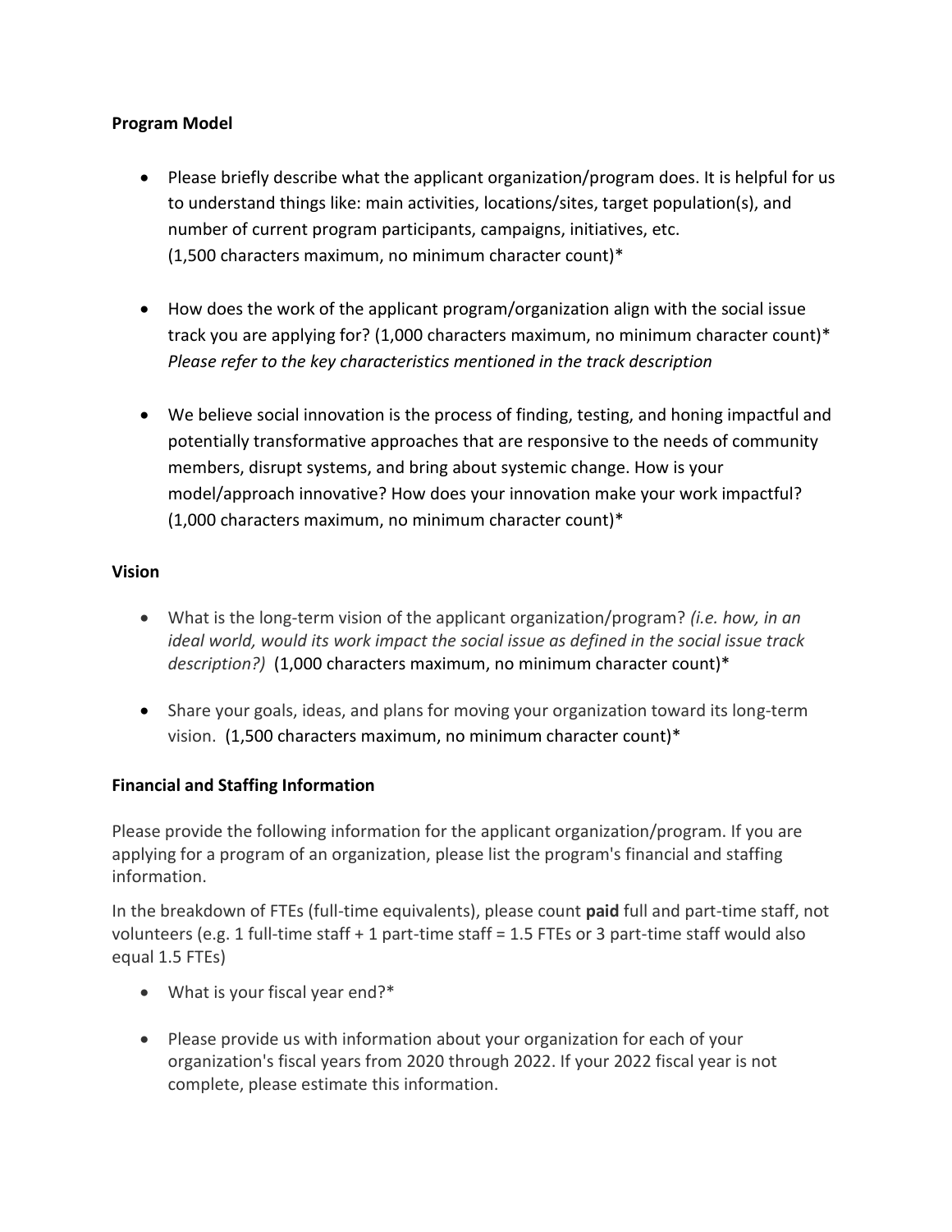**Program Model**

- Please briefly describe what the applicant organization/program does. It is helpful for us to understand things like: main activities, locations/sites, target population(s), and number of current program participants, campaigns, initiatives, etc. (1,500 characters maximum, no minimum character count)*

- How does the work of the applicant program/organization align with the social issue track you are applying for? (1,000 characters maximum, no minimum character count)* *Please refer to the key characteristics mentioned in the track description*

- We believe social innovation is the process of finding, testing, and honing impactful and potentially transformative approaches that are responsive to the needs of community members, disrupt systems, and bring about systemic change. How is your model/approach innovative? How does your innovation make your work impactful? (1,000 characters maximum, no minimum character count)*

**Vision**

- What is the long-term vision of the applicant organization/program? *(i.e. how, in an ideal world, would its work impact the social issue as defined in the social issue track description?)* (1,000 characters maximum, no minimum character count)*

- Share your goals, ideas, and plans for moving your organization toward its long-term vision. (1,500 characters maximum, no minimum character count)*

**Financial and Staffing Information**

Please provide the following information for the applicant organization/program. If you are applying for a program of an organization, please list the program's financial and staffing information.

In the breakdown of FTEs (full-time equivalents), please count **paid** full and part-time staff, not volunteers (e.g. 1 full-time staff + 1 part-time staff = 1.5 FTEs or 3 part-time staff would also equal 1.5 FTEs)

- What is your fiscal year end?*

- Please provide us with information about your organization for each of your organization's fiscal years from 2020 through 2022. If your 2022 fiscal year is not complete, please estimate this information.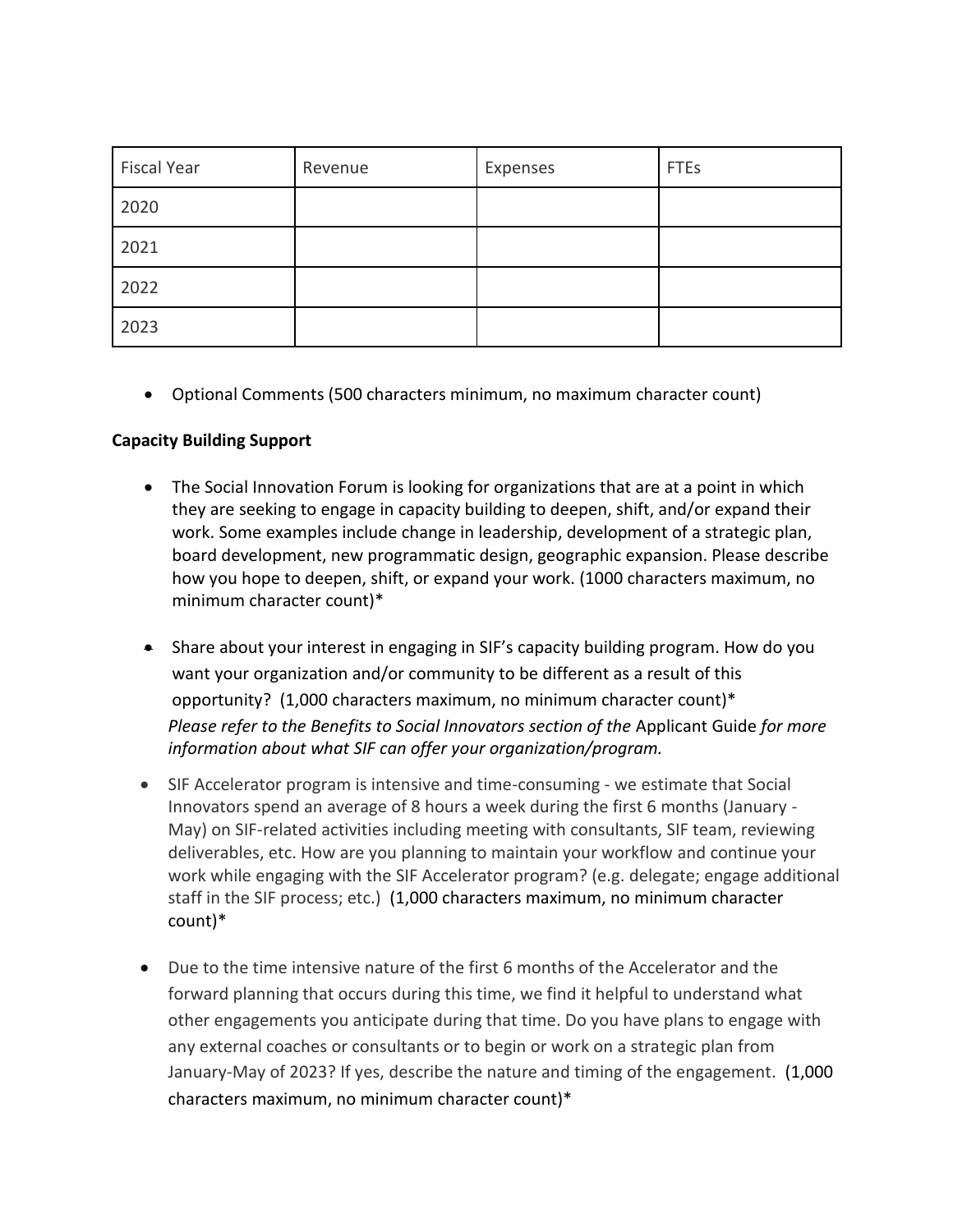| Fiscal Year | Revenue | Expenses | FTEs |
| --- | --- | --- | --- |
| 2020 | | | |
| 2021 | | | |
| 2022 | | | |
| 2023 | | | |

- Optional Comments (500 characters minimum, no maximum character count)

**Capacity Building Support**

- The Social Innovation Forum is looking for organizations that are at a point in which they are seeking to engage in capacity building to deepen, shift, and/or expand their work. Some examples include change in leadership, development of a strategic plan, board development, new programmatic design, geographic expansion. Please describe how you hope to deepen, shift, or expand your work. (1000 characters maximum, no minimum character count)*

- Share about your interest in engaging in SIF's capacity building program. How do you want your organization and/or community to be different as a result of this opportunity? (1,000 characters maximum, no minimum character count)*
  *Please refer to the Benefits to Social Innovators section of the* Applicant Guide *for more information about what SIF can offer your organization/program.*

- SIF Accelerator program is intensive and time-consuming - we estimate that Social Innovators spend an average of 8 hours a week during the first 6 months (January - May) on SIF-related activities including meeting with consultants, SIF team, reviewing deliverables, etc. How are you planning to maintain your workflow and continue your work while engaging with the SIF Accelerator program? (e.g. delegate; engage additional staff in the SIF process; etc.) (1,000 characters maximum, no minimum character count)*

- Due to the time intensive nature of the first 6 months of the Accelerator and the forward planning that occurs during this time, we find it helpful to understand what other engagements you anticipate during that time. Do you have plans to engage with any external coaches or consultants or to begin or work on a strategic plan from January-May of 2023? If yes, describe the nature and timing of the engagement. (1,000 characters maximum, no minimum character count)*